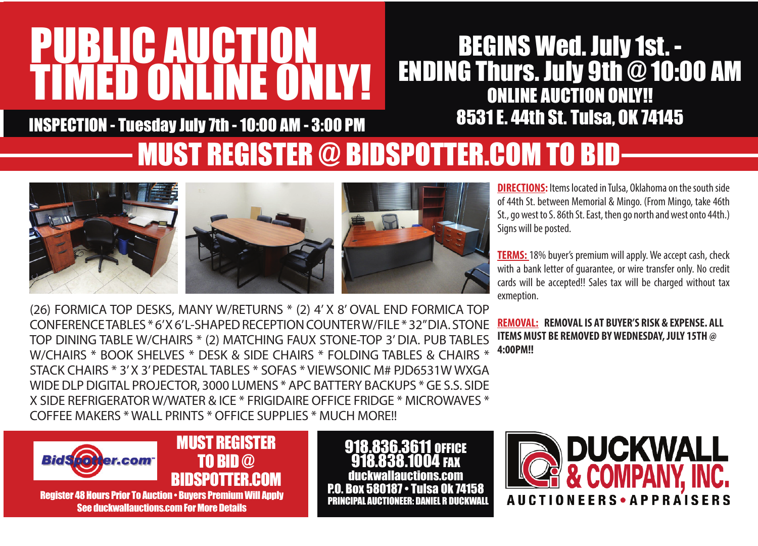# PUBLIC AUCTION TIMED ONLINE ONLY!

**INSPECTION - Tuesday July 7th - 10:00 AM - 3:00 PM**

## BEGINS Wed. July 1st. - ENDING Thurs. July 9th @ 10:00 AM

**ONLINE AUCTION ONLY!!**

**8531 E. 44th St. Tulsa, OK 74145**

## MUST REGISTER @ BIDSPOTTER.COM TO BID

(26) FORMICA TOP DESKS, MANY W/RETURNS * (2) 4' X 8' OVAL END FORMICA TOP CONFERENCE TABLES * 6'X 6' L-SHAPED RECEPTION COUNTER W/FILE * 32" DIA. STONE TOP DINING TABLE W/CHAIRS * (2) MATCHING FAUX STONE-TOP 3' DIA. PUB TABLES W/CHAIRS * BOOK SHELVES * DESK & SIDE CHAIRS * FOLDING TABLES & CHAIRS * STACK CHAIRS * 3' X 3' PEDESTAL TABLES * SOFAS * VIEWSONIC M# PJD6531W WXGA WIDE DLP DIGITAL PROJECTOR, 3000 LUMENS * APC BATTERY BACKUPS * GE S.S. SIDE X SIDE REFRIGERATOR W/WATER & ICE * FRIGIDAIRE OFFICE FRIDGE * MICROWAVES * COFFEE MAKERS * WALL PRINTS * OFFICE SUPPLIES * MUCH MORE!!

**DIRECTIONS:** Items located in Tulsa, Oklahoma on the south side of 44th St. between Memorial & Mingo. (From Mingo, take 46th St., go west to S. 86th St. East, then go north and west onto 44th.) Signs will be posted.

**TERMS:** 18% buyer's premium will apply. We accept cash, check with a bank letter of guarantee, or wire transfer only. No credit cards will be accepted!! Sales tax will be charged without tax exemption.

**REMOVAL: REMOVAL IS AT BUYER'S RISK & EXPENSE. ALL ITEMS MUST BE REMOVED BY WEDNESDAY, JULY 15TH @ 4:00PM!!**

BidSpotter.com

**MUST REGISTER TO BID @ BIDSPOTTER.COM**

Register 48 Hours Prior To Auction • Buyers Premium Will Apply
See duckwallauctions.com For More Details

**918.836.3611 OFFICE**
**918.838.1004 FAX**
**duckwallauctions.com**
**P.O. Box 580187 • Tulsa Ok 74158**
**PRINCIPAL AUCTIONEER: DANIEL R DUCKWALL**

**DUCKWALL & COMPANY, INC.**
AUCTIONEERS • APPRAISERS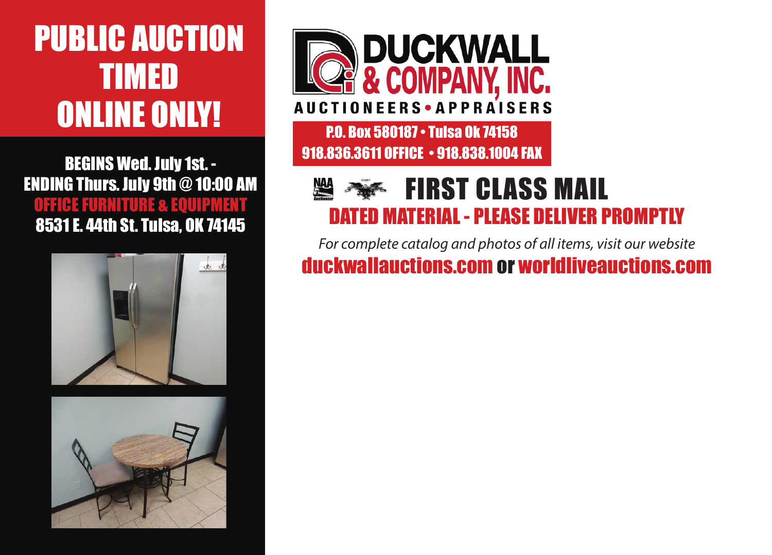# PUBLIC AUCTION TIMED ONLINE ONLY!

BEGINS Wed. July 1st. - ENDING Thurs. July 9th @ 10:00 AM

OFFICE FURNITURE & EQUIPMENT

8531 E. 44th St. Tulsa, OK 74145

## DUCKWALL & COMPANY, INC.

AUCTIONEERS • APPRAISERS

P.O. Box 580187 • Tulsa Ok 74158

918.836.3611 OFFICE • 918.838.1004 FAX

NAA Auctioneer

## FIRST CLASS MAIL

### DATED MATERIAL - PLEASE DELIVER PROMPTLY

*For complete catalog and photos of all items, visit our website*

duckwallauctions.com or worldliveauctions.com